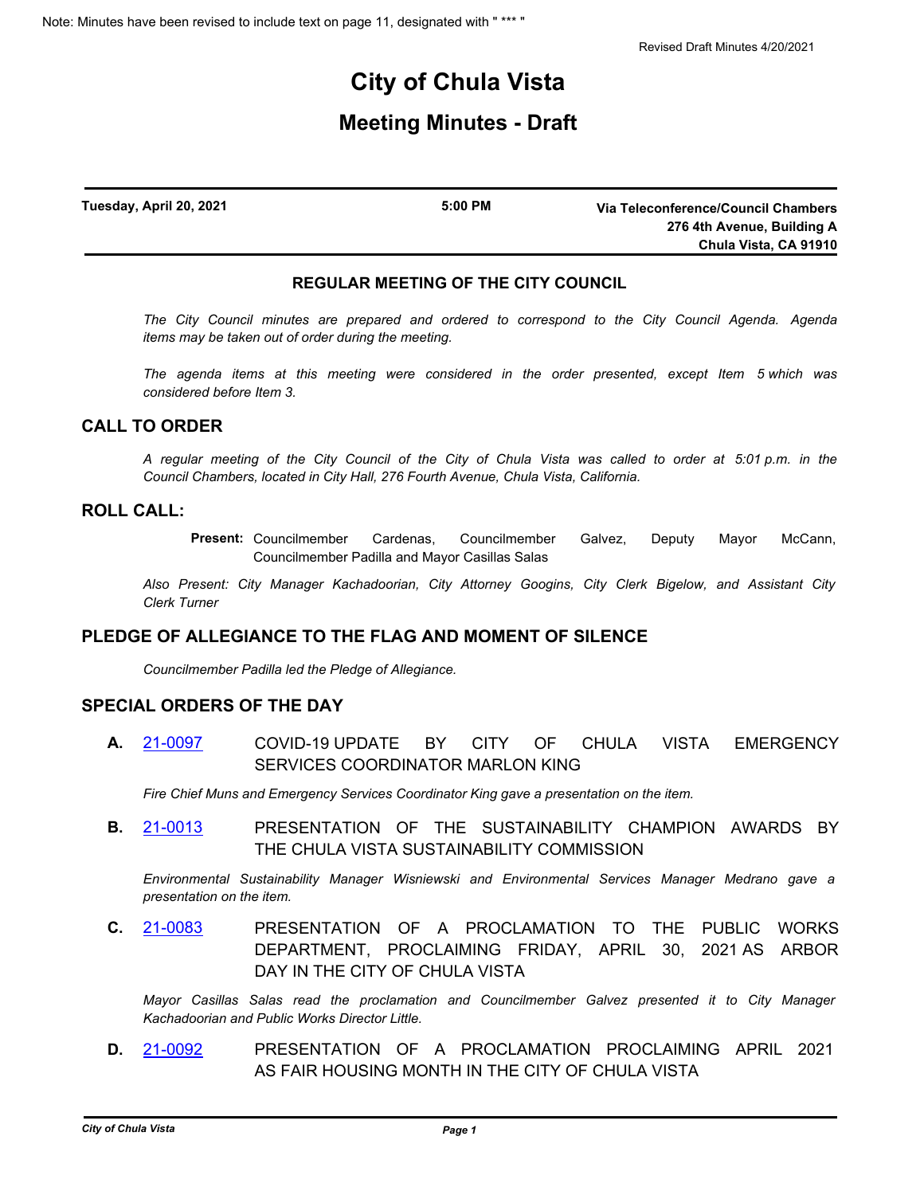Note: Minutes have been revised to include text on page 11, designated with " *** "

Revised Draft Minutes 4/20/2021

# City of Chula Vista

## Meeting Minutes - Draft

**Tuesday, April 20, 2021** | **5:00 PM** | **Via Teleconference/Council Chambers 276 4th Avenue, Building A Chula Vista, CA 91910**

### REGULAR MEETING OF THE CITY COUNCIL

*The City Council minutes are prepared and ordered to correspond to the City Council Agenda. Agenda items may be taken out of order during the meeting.*

*The agenda items at this meeting were considered in the order presented, except Item 5 which was considered before Item 3.*

## CALL TO ORDER

*A regular meeting of the City Council of the City of Chula Vista was called to order at 5:01 p.m. in the Council Chambers, located in City Hall, 276 Fourth Avenue, Chula Vista, California.*

## ROLL CALL:

**Present:** Councilmember Cardenas, Councilmember Galvez, Deputy Mayor McCann, Councilmember Padilla and Mayor Casillas Salas

*Also Present: City Manager Kachadoorian, City Attorney Googins, City Clerk Bigelow, and Assistant City Clerk Turner*

## PLEDGE OF ALLEGIANCE TO THE FLAG AND MOMENT OF SILENCE

*Councilmember Padilla led the Pledge of Allegiance.*

## SPECIAL ORDERS OF THE DAY

**A.** 21-0097 COVID-19 UPDATE BY CITY OF CHULA VISTA EMERGENCY SERVICES COORDINATOR MARLON KING

*Fire Chief Muns and Emergency Services Coordinator King gave a presentation on the item.*

**B.** 21-0013 PRESENTATION OF THE SUSTAINABILITY CHAMPION AWARDS BY THE CHULA VISTA SUSTAINABILITY COMMISSION

*Environmental Sustainability Manager Wisniewski and Environmental Services Manager Medrano gave a presentation on the item.*

**C.** 21-0083 PRESENTATION OF A PROCLAMATION TO THE PUBLIC WORKS DEPARTMENT, PROCLAIMING FRIDAY, APRIL 30, 2021 AS ARBOR DAY IN THE CITY OF CHULA VISTA

*Mayor Casillas Salas read the proclamation and Councilmember Galvez presented it to City Manager Kachadoorian and Public Works Director Little.*

**D.** 21-0092 PRESENTATION OF A PROCLAMATION PROCLAIMING APRIL 2021 AS FAIR HOUSING MONTH IN THE CITY OF CHULA VISTA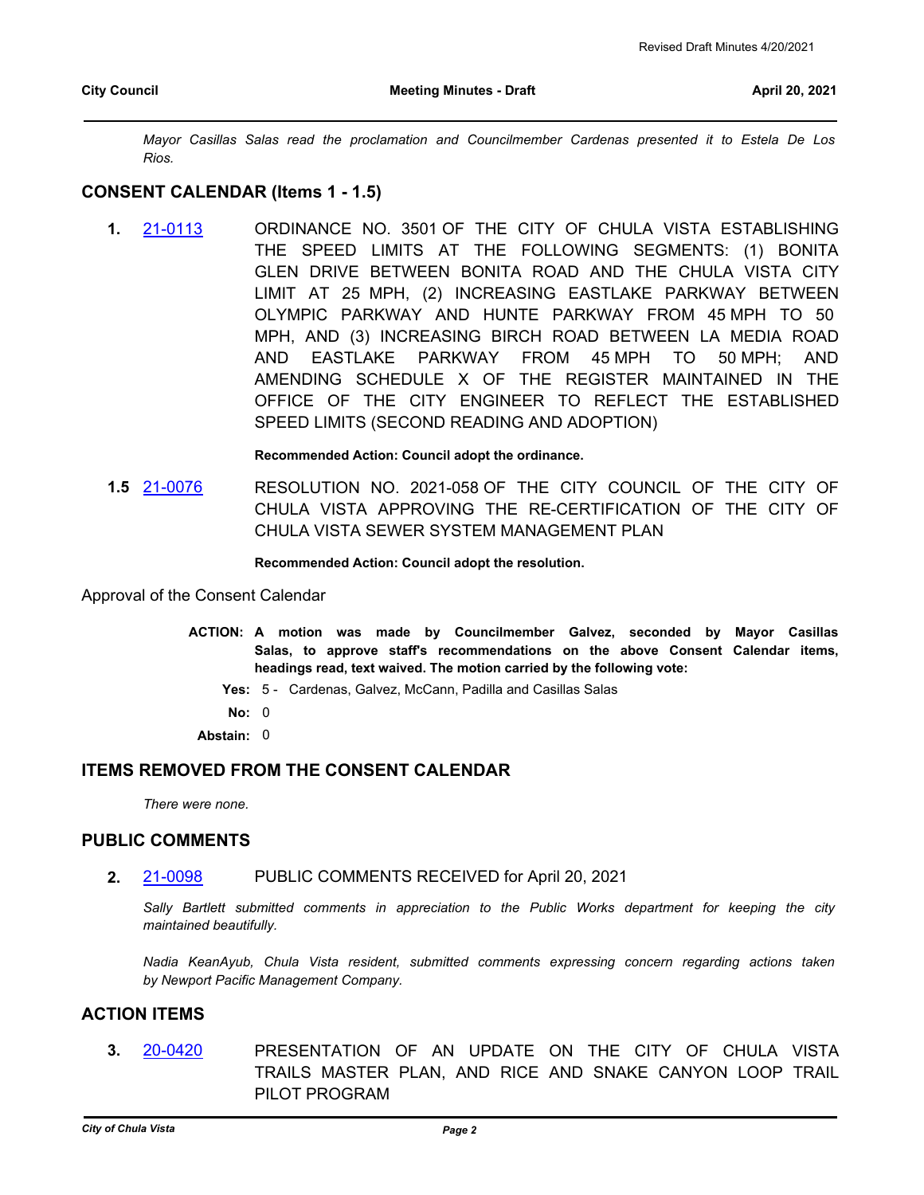*Mayor Casillas Salas read the proclamation and Councilmember Cardenas presented it to Estela De Los Rios.*

## CONSENT CALENDAR (Items 1 - 1.5)

**1.** [21-0113](21-0113) ORDINANCE NO. 3501 OF THE CITY OF CHULA VISTA ESTABLISHING THE SPEED LIMITS AT THE FOLLOWING SEGMENTS: (1) BONITA GLEN DRIVE BETWEEN BONITA ROAD AND THE CHULA VISTA CITY LIMIT AT 25 MPH, (2) INCREASING EASTLAKE PARKWAY BETWEEN OLYMPIC PARKWAY AND HUNTE PARKWAY FROM 45 MPH TO 50 MPH, AND (3) INCREASING BIRCH ROAD BETWEEN LA MEDIA ROAD AND EASTLAKE PARKWAY FROM 45 MPH TO 50 MPH; AND AMENDING SCHEDULE X OF THE REGISTER MAINTAINED IN THE OFFICE OF THE CITY ENGINEER TO REFLECT THE ESTABLISHED SPEED LIMITS (SECOND READING AND ADOPTION)

**Recommended Action: Council adopt the ordinance.**

**1.5** [21-0076](21-0076) RESOLUTION NO. 2021-058 OF THE CITY COUNCIL OF THE CITY OF CHULA VISTA APPROVING THE RE-CERTIFICATION OF THE CITY OF CHULA VISTA SEWER SYSTEM MANAGEMENT PLAN

**Recommended Action: Council adopt the resolution.**

Approval of the Consent Calendar

**ACTION: A motion was made by Councilmember Galvez, seconded by Mayor Casillas Salas, to approve staff's recommendations on the above Consent Calendar items, headings read, text waived. The motion carried by the following vote:**

**Yes:** 5 - Cardenas, Galvez, McCann, Padilla and Casillas Salas

**No:** 0

**Abstain:** 0

## ITEMS REMOVED FROM THE CONSENT CALENDAR

*There were none.*

## PUBLIC COMMENTS

**2.** [21-0098](21-0098) PUBLIC COMMENTS RECEIVED for April 20, 2021

*Sally Bartlett submitted comments in appreciation to the Public Works department for keeping the city maintained beautifully.*

*Nadia KeanAyub, Chula Vista resident, submitted comments expressing concern regarding actions taken by Newport Pacific Management Company.*

## ACTION ITEMS

**3.** [20-0420](20-0420) PRESENTATION OF AN UPDATE ON THE CITY OF CHULA VISTA TRAILS MASTER PLAN, AND RICE AND SNAKE CANYON LOOP TRAIL PILOT PROGRAM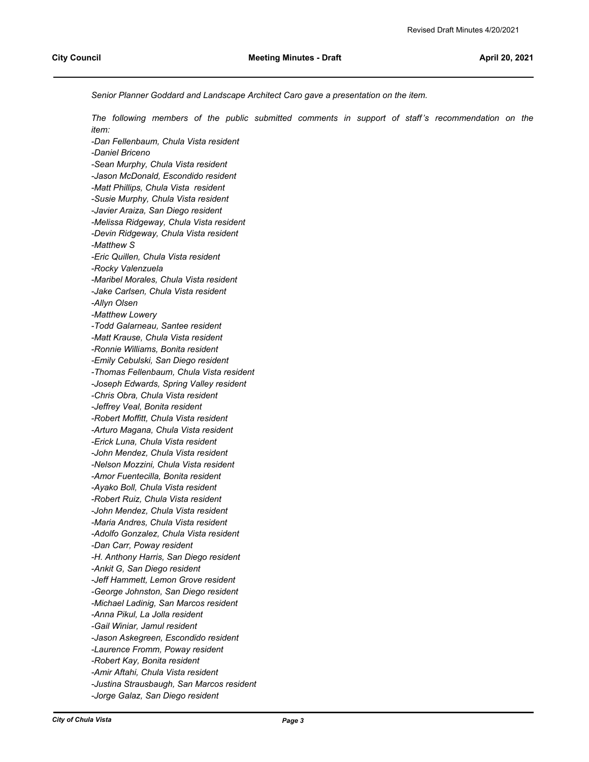*Senior Planner Goddard and Landscape Architect Caro gave a presentation on the item.*

*The following members of the public submitted comments in support of staff's recommendation on the item:*

*-Dan Fellenbaum, Chula Vista resident*
*-Daniel Briceno*
*-Sean Murphy, Chula Vista resident*
*-Jason McDonald, Escondido resident*
*-Matt Phillips, Chula Vista resident*
*-Susie Murphy, Chula Vista resident*
*-Javier Araiza, San Diego resident*
*-Melissa Ridgeway, Chula Vista resident*
*-Devin Ridgeway, Chula Vista resident*
*-Matthew S*
*-Eric Quillen, Chula Vista resident*
*-Rocky Valenzuela*
*-Maribel Morales, Chula Vista resident*
*-Jake Carlsen, Chula Vista resident*
*-Allyn Olsen*
*-Matthew Lowery*
*-Todd Galarneau, Santee resident*
*-Matt Krause, Chula Vista resident*
*-Ronnie Williams, Bonita resident*
*-Emily Cebulski, San Diego resident*
*-Thomas Fellenbaum, Chula Vista resident*
*-Joseph Edwards, Spring Valley resident*
*-Chris Obra, Chula Vista resident*
*-Jeffrey Veal, Bonita resident*
*-Robert Moffitt, Chula Vista resident*
*-Arturo Magana, Chula Vista resident*
*-Erick Luna, Chula Vista resident*
*-John Mendez, Chula Vista resident*
*-Nelson Mozzini, Chula Vista resident*
*-Amor Fuentecilla, Bonita resident*
*-Ayako Boll, Chula Vista resident*
*-Robert Ruiz, Chula Vista resident*
*-John Mendez, Chula Vista resident*
*-Maria Andres, Chula Vista resident*
*-Adolfo Gonzalez, Chula Vista resident*
*-Dan Carr, Poway resident*
*-H. Anthony Harris, San Diego resident*
*-Ankit G, San Diego resident*
*-Jeff Hammett, Lemon Grove resident*
*-George Johnston, San Diego resident*
*-Michael Ladinig, San Marcos resident*
*-Anna Pikul, La Jolla resident*
*-Gail Winiar, Jamul resident*
*-Jason Askegreen, Escondido resident*
*-Laurence Fromm, Poway resident*
*-Robert Kay, Bonita resident*
*-Amir Aftahi, Chula Vista resident*
*-Justina Strausbaugh, San Marcos resident*
*-Jorge Galaz, San Diego resident*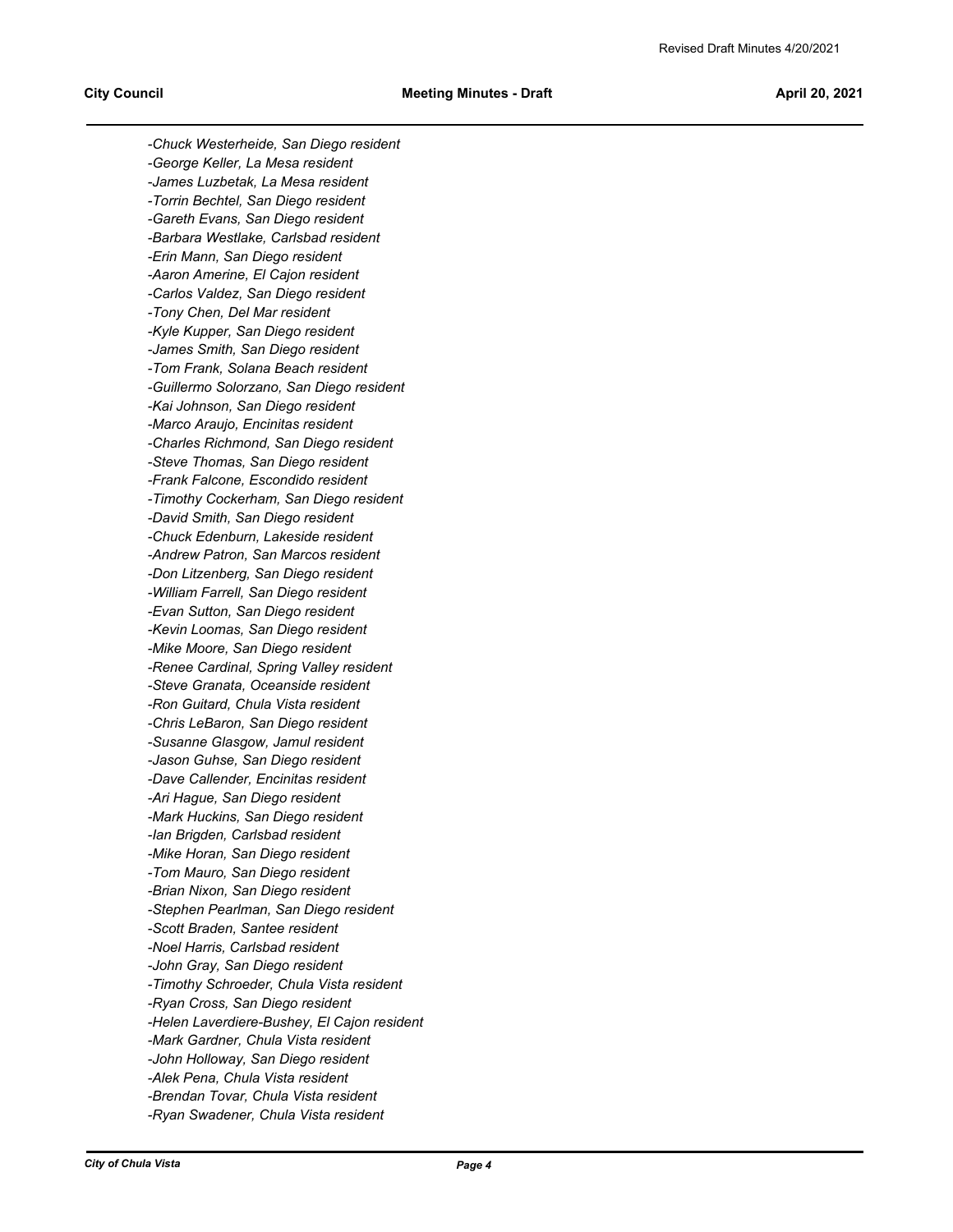*-Chuck Westerheide, San Diego resident*
*-George Keller, La Mesa resident*
*-James Luzbetak, La Mesa resident*
*-Torrin Bechtel, San Diego resident*
*-Gareth Evans, San Diego resident*
*-Barbara Westlake, Carlsbad resident*
*-Erin Mann, San Diego resident*
*-Aaron Amerine, El Cajon resident*
*-Carlos Valdez, San Diego resident*
*-Tony Chen, Del Mar resident*
*-Kyle Kupper, San Diego resident*
*-James Smith, San Diego resident*
*-Tom Frank, Solana Beach resident*
*-Guillermo Solorzano, San Diego resident*
*-Kai Johnson, San Diego resident*
*-Marco Araujo, Encinitas resident*
*-Charles Richmond, San Diego resident*
*-Steve Thomas, San Diego resident*
*-Frank Falcone, Escondido resident*
*-Timothy Cockerham, San Diego resident*
*-David Smith, San Diego resident*
*-Chuck Edenburn, Lakeside resident*
*-Andrew Patron, San Marcos resident*
*-Don Litzenberg, San Diego resident*
*-William Farrell, San Diego resident*
*-Evan Sutton, San Diego resident*
*-Kevin Loomas, San Diego resident*
*-Mike Moore, San Diego resident*
*-Renee Cardinal, Spring Valley resident*
*-Steve Granata, Oceanside resident*
*-Ron Guitard, Chula Vista resident*
*-Chris LeBaron, San Diego resident*
*-Susanne Glasgow, Jamul resident*
*-Jason Guhse, San Diego resident*
*-Dave Callender, Encinitas resident*
*-Ari Hague, San Diego resident*
*-Mark Huckins, San Diego resident*
*-Ian Brigden, Carlsbad resident*
*-Mike Horan, San Diego resident*
*-Tom Mauro, San Diego resident*
*-Brian Nixon, San Diego resident*
*-Stephen Pearlman, San Diego resident*
*-Scott Braden, Santee resident*
*-Noel Harris, Carlsbad resident*
*-John Gray, San Diego resident*
*-Timothy Schroeder, Chula Vista resident*
*-Ryan Cross, San Diego resident*
*-Helen Laverdiere-Bushey, El Cajon resident*
*-Mark Gardner, Chula Vista resident*
*-John Holloway, San Diego resident*
*-Alek Pena, Chula Vista resident*
*-Brendan Tovar, Chula Vista resident*
*-Ryan Swadener, Chula Vista resident*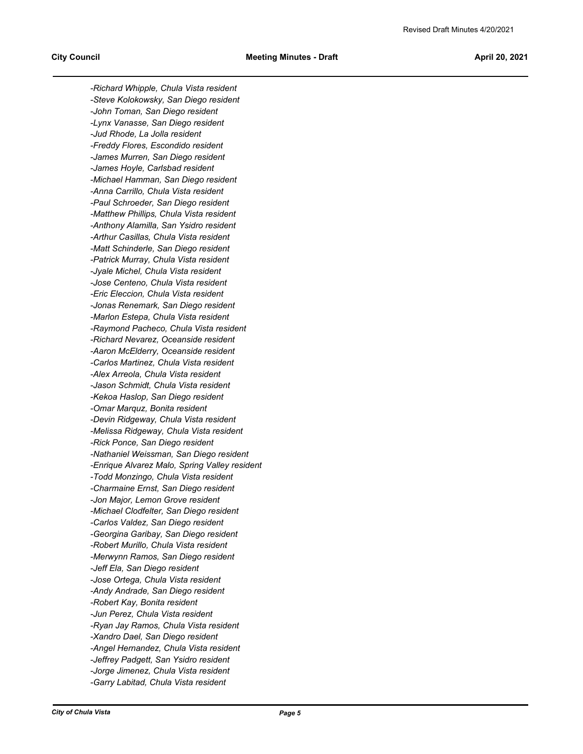*-Richard Whipple, Chula Vista resident*
*-Steve Kolokowsky, San Diego resident*
*-John Toman, San Diego resident*
*-Lynx Vanasse, San Diego resident*
*-Jud Rhode, La Jolla resident*
*-Freddy Flores, Escondido resident*
*-James Murren, San Diego resident*
*-James Hoyle, Carlsbad resident*
*-Michael Hamman, San Diego resident*
*-Anna Carrillo, Chula Vista resident*
*-Paul Schroeder, San Diego resident*
*-Matthew Phillips, Chula Vista resident*
*-Anthony Alamilla, San Ysidro resident*
*-Arthur Casillas, Chula Vista resident*
*-Matt Schinderle, San Diego resident*
*-Patrick Murray, Chula Vista resident*
*-Jyale Michel, Chula Vista resident*
*-Jose Centeno, Chula Vista resident*
*-Eric Eleccion, Chula Vista resident*
*-Jonas Renemark, San Diego resident*
*-Marlon Estepa, Chula Vista resident*
*-Raymond Pacheco, Chula Vista resident*
*-Richard Nevarez, Oceanside resident*
*-Aaron McElderry, Oceanside resident*
*-Carlos Martinez, Chula Vista resident*
*-Alex Arreola, Chula Vista resident*
*-Jason Schmidt, Chula Vista resident*
*-Kekoa Haslop, San Diego resident*
*-Omar Marquz, Bonita resident*
*-Devin Ridgeway, Chula Vista resident*
*-Melissa Ridgeway, Chula Vista resident*
*-Rick Ponce, San Diego resident*
*-Nathaniel Weissman, San Diego resident*
*-Enrique Alvarez Malo, Spring Valley resident*
*-Todd Monzingo, Chula Vista resident*
*-Charmaine Ernst, San Diego resident*
*-Jon Major, Lemon Grove resident*
*-Michael Clodfelter, San Diego resident*
*-Carlos Valdez, San Diego resident*
*-Georgina Garibay, San Diego resident*
*-Robert Murillo, Chula Vista resident*
*-Merwynn Ramos, San Diego resident*
*-Jeff Ela, San Diego resident*
*-Jose Ortega, Chula Vista resident*
*-Andy Andrade, San Diego resident*
*-Robert Kay, Bonita resident*
*-Jun Perez, Chula Vista resident*
*-Ryan Jay Ramos, Chula Vista resident*
*-Xandro Dael, San Diego resident*
*-Angel Hernandez, Chula Vista resident*
*-Jeffrey Padgett, San Ysidro resident*
*-Jorge Jimenez, Chula Vista resident*
*-Garry Labitad, Chula Vista resident*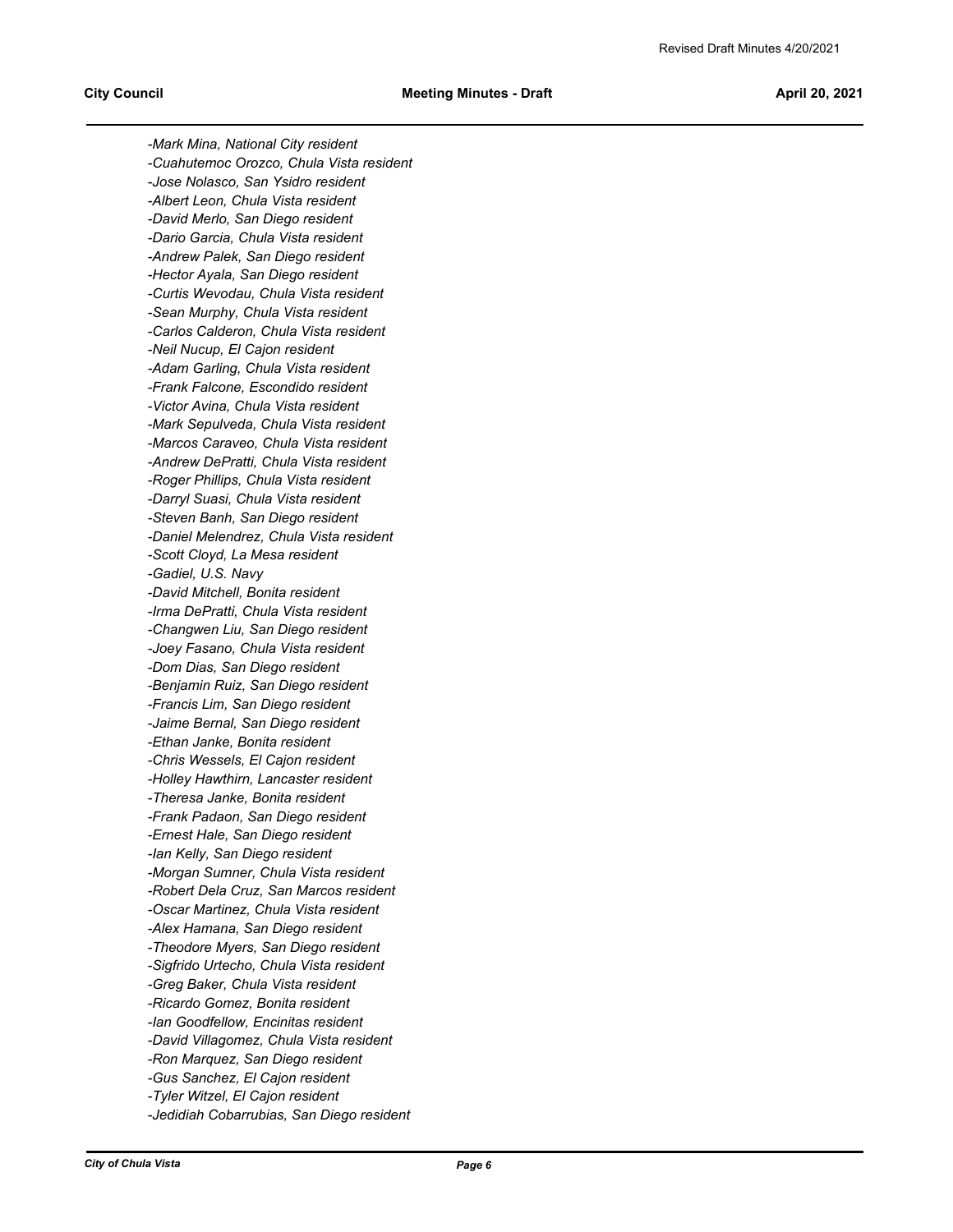*-Mark Mina, National City resident*
*-Cuahutemoc Orozco, Chula Vista resident*
*-Jose Nolasco, San Ysidro resident*
*-Albert Leon, Chula Vista resident*
*-David Merlo, San Diego resident*
*-Dario Garcia, Chula Vista resident*
*-Andrew Palek, San Diego resident*
*-Hector Ayala, San Diego resident*
*-Curtis Wevodau, Chula Vista resident*
*-Sean Murphy, Chula Vista resident*
*-Carlos Calderon, Chula Vista resident*
*-Neil Nucup, El Cajon resident*
*-Adam Garling, Chula Vista resident*
*-Frank Falcone, Escondido resident*
*-Victor Avina, Chula Vista resident*
*-Mark Sepulveda, Chula Vista resident*
*-Marcos Caraveo, Chula Vista resident*
*-Andrew DePratti, Chula Vista resident*
*-Roger Phillips, Chula Vista resident*
*-Darryl Suasi, Chula Vista resident*
*-Steven Banh, San Diego resident*
*-Daniel Melendrez, Chula Vista resident*
*-Scott Cloyd, La Mesa resident*
*-Gadiel, U.S. Navy*
*-David Mitchell, Bonita resident*
*-Irma DePratti, Chula Vista resident*
*-Changwen Liu, San Diego resident*
*-Joey Fasano, Chula Vista resident*
*-Dom Dias, San Diego resident*
*-Benjamin Ruiz, San Diego resident*
*-Francis Lim, San Diego resident*
*-Jaime Bernal, San Diego resident*
*-Ethan Janke, Bonita resident*
*-Chris Wessels, El Cajon resident*
*-Holley Hawthirn, Lancaster resident*
*-Theresa Janke, Bonita resident*
*-Frank Padaon, San Diego resident*
*-Ernest Hale, San Diego resident*
*-Ian Kelly, San Diego resident*
*-Morgan Sumner, Chula Vista resident*
*-Robert Dela Cruz, San Marcos resident*
*-Oscar Martinez, Chula Vista resident*
*-Alex Hamana, San Diego resident*
*-Theodore Myers, San Diego resident*
*-Sigfrido Urtecho, Chula Vista resident*
*-Greg Baker, Chula Vista resident*
*-Ricardo Gomez, Bonita resident*
*-Ian Goodfellow, Encinitas resident*
*-David Villagomez, Chula Vista resident*
*-Ron Marquez, San Diego resident*
*-Gus Sanchez, El Cajon resident*
*-Tyler Witzel, El Cajon resident*
*-Jedidiah Cobarrubias, San Diego resident*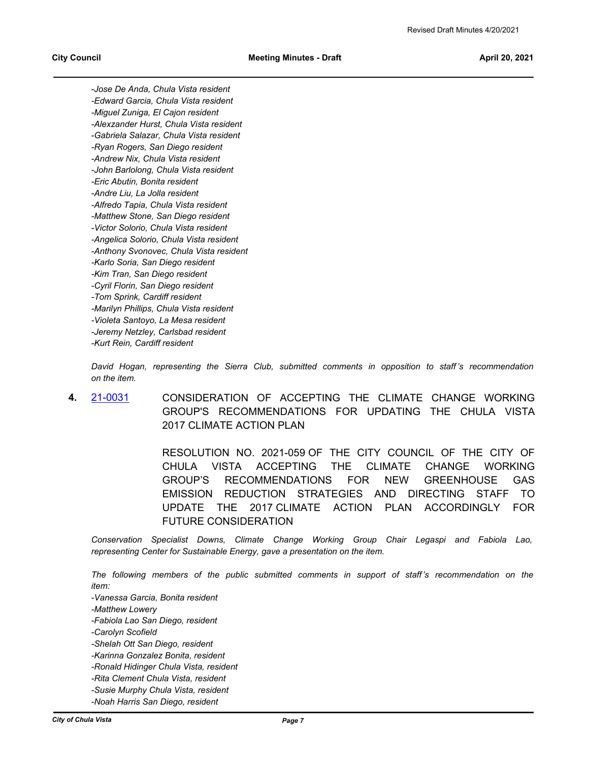*-Jose De Anda, Chula Vista resident*
*-Edward Garcia, Chula Vista resident*
*-Miguel Zuniga, El Cajon resident*
*-Alexzander Hurst, Chula Vista resident*
*-Gabriela Salazar, Chula Vista resident*
*-Ryan Rogers, San Diego resident*
*-Andrew Nix, Chula Vista resident*
*-John Barlolong, Chula Vista resident*
*-Eric Abutin, Bonita resident*
*-Andre Liu, La Jolla resident*
*-Alfredo Tapia, Chula Vista resident*
*-Matthew Stone, San Diego resident*
*-Victor Solorio, Chula Vista resident*
*-Angelica Solorio, Chula Vista resident*
*-Anthony Svonovec, Chula Vista resident*
*-Karlo Soria, San Diego resident*
*-Kim Tran, San Diego resident*
*-Cyril Florin, San Diego resident*
*-Tom Sprink, Cardiff resident*
*-Marilyn Phillips, Chula Vista resident*
*-Violeta Santoyo, La Mesa resident*
*-Jeremy Netzley, Carlsbad resident*
*-Kurt Rein, Cardiff resident*

*David Hogan, representing the Sierra Club, submitted comments in opposition to staff's recommendation on the item.*

**4.** [21-0031](21-0031) CONSIDERATION OF ACCEPTING THE CLIMATE CHANGE WORKING GROUP'S RECOMMENDATIONS FOR UPDATING THE CHULA VISTA 2017 CLIMATE ACTION PLAN

RESOLUTION NO. 2021-059 OF THE CITY COUNCIL OF THE CITY OF CHULA VISTA ACCEPTING THE CLIMATE CHANGE WORKING GROUP'S RECOMMENDATIONS FOR NEW GREENHOUSE GAS EMISSION REDUCTION STRATEGIES AND DIRECTING STAFF TO UPDATE THE 2017 CLIMATE ACTION PLAN ACCORDINGLY FOR FUTURE CONSIDERATION

*Conservation Specialist Downs, Climate Change Working Group Chair Legaspi and Fabiola Lao, representing Center for Sustainable Energy, gave a presentation on the item.*

*The following members of the public submitted comments in support of staff's recommendation on the item:*
*-Vanessa Garcia, Bonita resident*
*-Matthew Lowery*
*-Fabiola Lao San Diego, resident*
*-Carolyn Scofield*
*-Shelah Ott San Diego, resident*
*-Karinna Gonzalez Bonita, resident*
*-Ronald Hidinger Chula Vista, resident*
*-Rita Clement Chula Vista, resident*
*-Susie Murphy Chula Vista, resident*
*-Noah Harris San Diego, resident*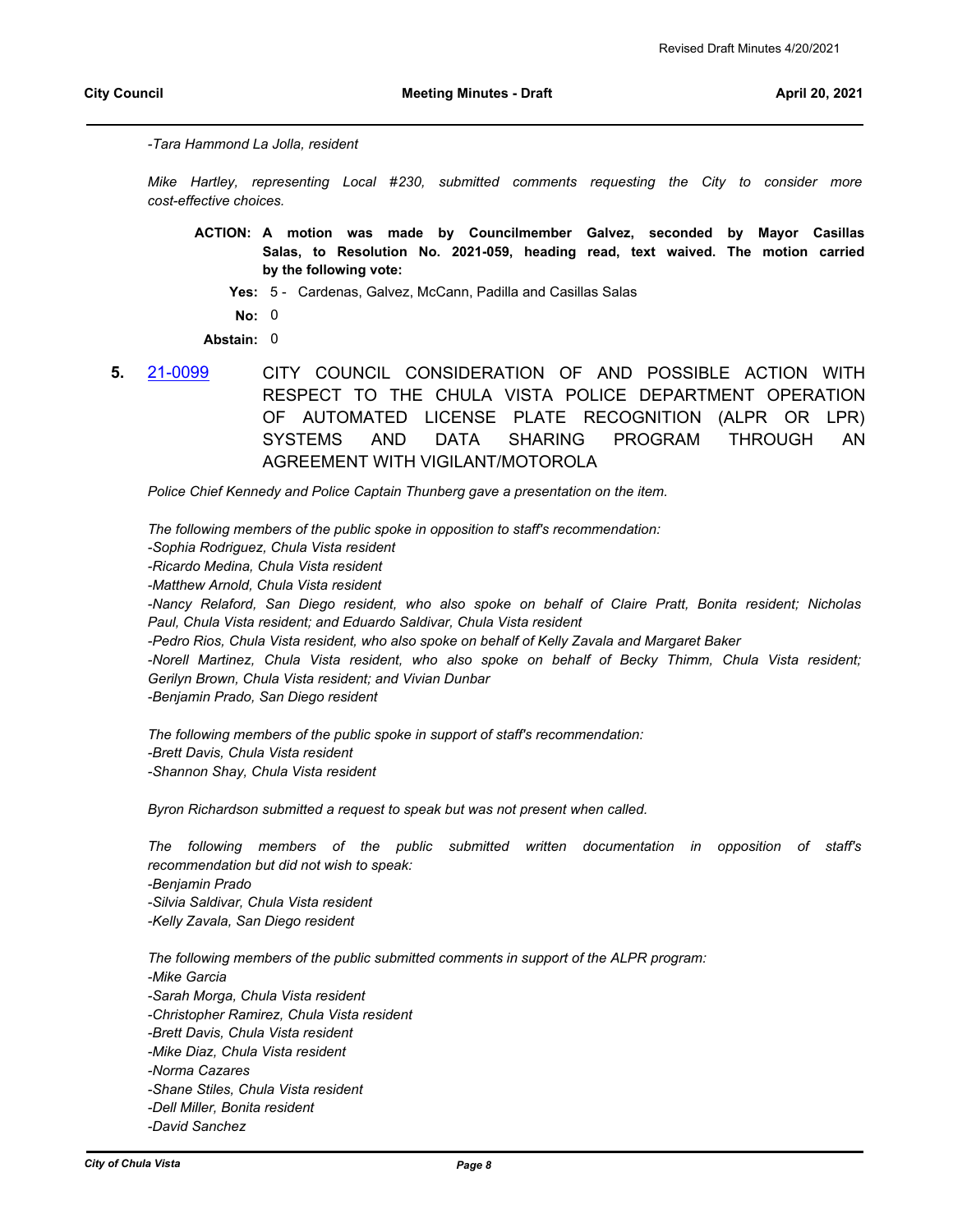*-Tara Hammond La Jolla, resident*

*Mike Hartley, representing Local #230, submitted comments requesting the City to consider more cost-effective choices.*

**ACTION: A motion was made by Councilmember Galvez, seconded by Mayor Casillas Salas, to Resolution No. 2021-059, heading read, text waived. The motion carried by the following vote:**

**Yes:** 5 - Cardenas, Galvez, McCann, Padilla and Casillas Salas

**No:** 0

**Abstain:** 0

**5.** 21-0099 CITY COUNCIL CONSIDERATION OF AND POSSIBLE ACTION WITH RESPECT TO THE CHULA VISTA POLICE DEPARTMENT OPERATION OF AUTOMATED LICENSE PLATE RECOGNITION (ALPR OR LPR) SYSTEMS AND DATA SHARING PROGRAM THROUGH AN AGREEMENT WITH VIGILANT/MOTOROLA

*Police Chief Kennedy and Police Captain Thunberg gave a presentation on the item.*

*The following members of the public spoke in opposition to staff's recommendation:*
*-Sophia Rodriguez, Chula Vista resident*
*-Ricardo Medina, Chula Vista resident*
*-Matthew Arnold, Chula Vista resident*
*-Nancy Relaford, San Diego resident, who also spoke on behalf of Claire Pratt, Bonita resident; Nicholas Paul, Chula Vista resident; and Eduardo Saldivar, Chula Vista resident*
*-Pedro Rios, Chula Vista resident, who also spoke on behalf of Kelly Zavala and Margaret Baker*
*-Norell Martinez, Chula Vista resident, who also spoke on behalf of Becky Thimm, Chula Vista resident; Gerilyn Brown, Chula Vista resident; and Vivian Dunbar*
*-Benjamin Prado, San Diego resident*

*The following members of the public spoke in support of staff's recommendation:*
*-Brett Davis, Chula Vista resident*
*-Shannon Shay, Chula Vista resident*

*Byron Richardson submitted a request to speak but was not present when called.*

*The following members of the public submitted written documentation in opposition of staff's recommendation but did not wish to speak:*
*-Benjamin Prado*
*-Silvia Saldivar, Chula Vista resident*
*-Kelly Zavala, San Diego resident*

*The following members of the public submitted comments in support of the ALPR program:*
*-Mike Garcia*
*-Sarah Morga, Chula Vista resident*
*-Christopher Ramirez, Chula Vista resident*
*-Brett Davis, Chula Vista resident*
*-Mike Diaz, Chula Vista resident*
*-Norma Cazares*
*-Shane Stiles, Chula Vista resident*
*-Dell Miller, Bonita resident*
*-David Sanchez*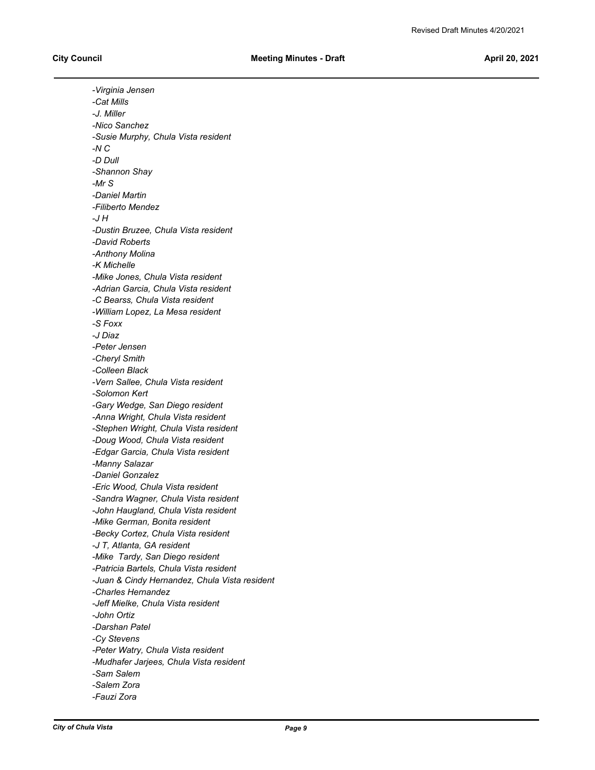*-Virginia Jensen*
*-Cat Mills*
*-J. Miller*
*-Nico Sanchez*
*-Susie Murphy, Chula Vista resident*
*-N C*
*-D Dull*
*-Shannon Shay*
*-Mr S*
*-Daniel Martin*
*-Filiberto Mendez*
*-J H*
*-Dustin Bruzee, Chula Vista resident*
*-David Roberts*
*-Anthony Molina*
*-K Michelle*
*-Mike Jones, Chula Vista resident*
*-Adrian Garcia, Chula Vista resident*
*-C Bearss, Chula Vista resident*
*-William Lopez, La Mesa resident*
*-S Foxx*
*-J Diaz*
*-Peter Jensen*
*-Cheryl Smith*
*-Colleen Black*
*-Vern Sallee, Chula Vista resident*
*-Solomon Kert*
*-Gary Wedge, San Diego resident*
*-Anna Wright, Chula Vista resident*
*-Stephen Wright, Chula Vista resident*
*-Doug Wood, Chula Vista resident*
*-Edgar Garcia, Chula Vista resident*
*-Manny Salazar*
*-Daniel Gonzalez*
*-Eric Wood, Chula Vista resident*
*-Sandra Wagner, Chula Vista resident*
*-John Haugland, Chula Vista resident*
*-Mike German, Bonita resident*
*-Becky Cortez, Chula Vista resident*
*-J T, Atlanta, GA resident*
*-Mike Tardy, San Diego resident*
*-Patricia Bartels, Chula Vista resident*
*-Juan & Cindy Hernandez, Chula Vista resident*
*-Charles Hernandez*
*-Jeff Mielke, Chula Vista resident*
*-John Ortiz*
*-Darshan Patel*
*-Cy Stevens*
*-Peter Watry, Chula Vista resident*
*-Mudhafer Jarjees, Chula Vista resident*
*-Sam Salem*
*-Salem Zora*
*-Fauzi Zora*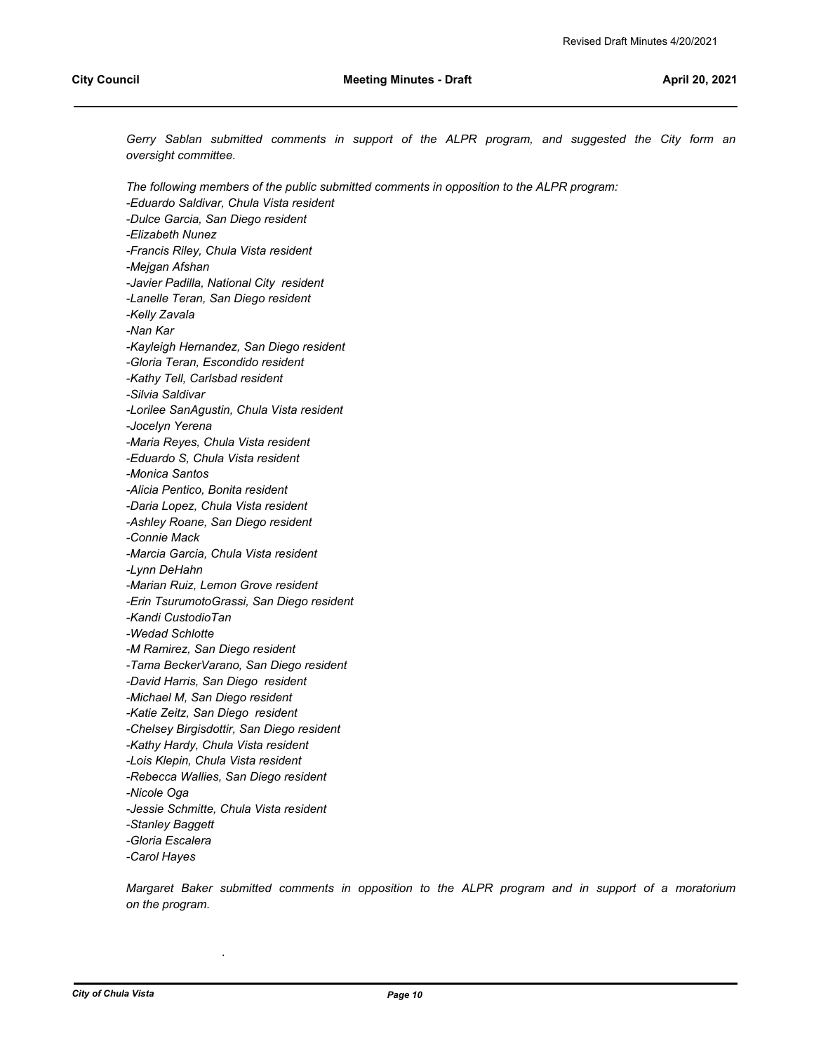*Gerry Sablan submitted comments in support of the ALPR program, and suggested the City form an oversight committee.*

*The following members of the public submitted comments in opposition to the ALPR program:*

*-Eduardo Saldivar, Chula Vista resident*  
*-Dulce Garcia, San Diego resident*  
*-Elizabeth Nunez*  
*-Francis Riley, Chula Vista resident*  
*-Mejgan Afshan*  
*-Javier Padilla, National City resident*  
*-Lanelle Teran, San Diego resident*  
*-Kelly Zavala*  
*-Nan Kar*  
*-Kayleigh Hernandez, San Diego resident*  
*-Gloria Teran, Escondido resident*  
*-Kathy Tell, Carlsbad resident*  
*-Silvia Saldivar*  
*-Lorilee SanAgustin, Chula Vista resident*  
*-Jocelyn Yerena*  
*-Maria Reyes, Chula Vista resident*  
*-Eduardo S, Chula Vista resident*  
*-Monica Santos*  
*-Alicia Pentico, Bonita resident*  
*-Daria Lopez, Chula Vista resident*  
*-Ashley Roane, San Diego resident*  
*-Connie Mack*  
*-Marcia Garcia, Chula Vista resident*  
*-Lynn DeHahn*  
*-Marian Ruiz, Lemon Grove resident*  
*-Erin TsurumotoGrassi, San Diego resident*  
*-Kandi CustodioTan*  
*-Wedad Schlotte*  
*-M Ramirez, San Diego resident*  
*-Tama BeckerVarano, San Diego resident*  
*-David Harris, San Diego resident*  
*-Michael M, San Diego resident*  
*-Katie Zeitz, San Diego resident*  
*-Chelsey Birgisdottir, San Diego resident*  
*-Kathy Hardy, Chula Vista resident*  
*-Lois Klepin, Chula Vista resident*  
*-Rebecca Wallies, San Diego resident*  
*-Nicole Oga*  
*-Jessie Schmitte, Chula Vista resident*  
*-Stanley Baggett*  
*-Gloria Escalera*  
*-Carol Hayes*

*Margaret Baker submitted comments in opposition to the ALPR program and in support of a moratorium on the program.*

.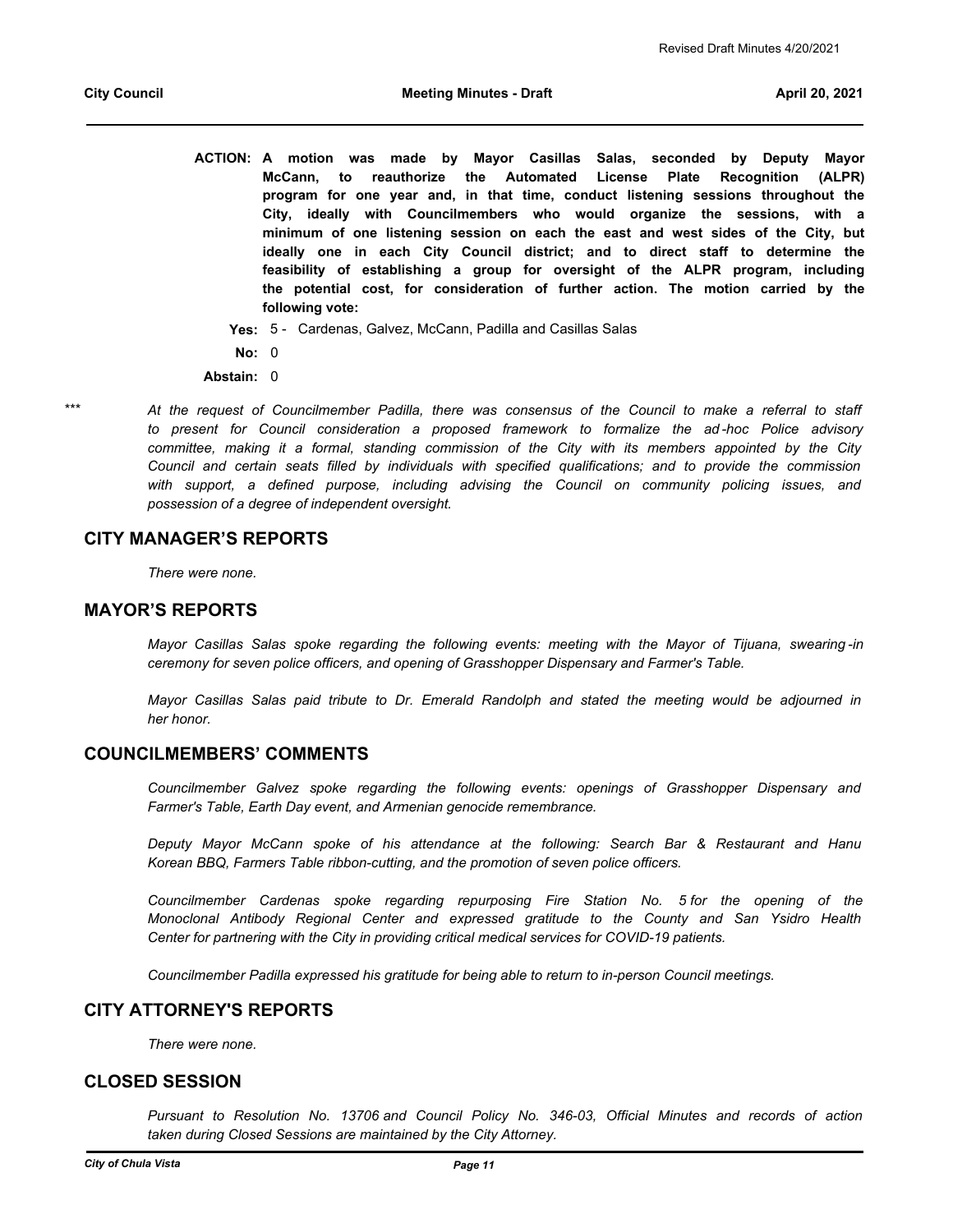**ACTION: A motion was made by Mayor Casillas Salas, seconded by Deputy Mayor McCann, to reauthorize the Automated License Plate Recognition (ALPR) program for one year and, in that time, conduct listening sessions throughout the City, ideally with Councilmembers who would organize the sessions, with a minimum of one listening session on each the east and west sides of the City, but ideally one in each City Council district; and to direct staff to determine the feasibility of establishing a group for oversight of the ALPR program, including the potential cost, for consideration of further action. The motion carried by the following vote:**

**Yes:** 5 - Cardenas, Galvez, McCann, Padilla and Casillas Salas

**No:** 0

**Abstain:** 0

\*\*\* *At the request of Councilmember Padilla, there was consensus of the Council to make a referral to staff to present for Council consideration a proposed framework to formalize the ad-hoc Police advisory committee, making it a formal, standing commission of the City with its members appointed by the City Council and certain seats filled by individuals with specified qualifications; and to provide the commission with support, a defined purpose, including advising the Council on community policing issues, and possession of a degree of independent oversight.*

## CITY MANAGER'S REPORTS

*There were none.*

## MAYOR'S REPORTS

*Mayor Casillas Salas spoke regarding the following events: meeting with the Mayor of Tijuana, swearing-in ceremony for seven police officers, and opening of Grasshopper Dispensary and Farmer's Table.*

*Mayor Casillas Salas paid tribute to Dr. Emerald Randolph and stated the meeting would be adjourned in her honor.*

## COUNCILMEMBERS' COMMENTS

*Councilmember Galvez spoke regarding the following events: openings of Grasshopper Dispensary and Farmer's Table, Earth Day event, and Armenian genocide remembrance.*

*Deputy Mayor McCann spoke of his attendance at the following: Search Bar & Restaurant and Hanu Korean BBQ, Farmers Table ribbon-cutting, and the promotion of seven police officers.*

*Councilmember Cardenas spoke regarding repurposing Fire Station No. 5 for the opening of the Monoclonal Antibody Regional Center and expressed gratitude to the County and San Ysidro Health Center for partnering with the City in providing critical medical services for COVID-19 patients.*

*Councilmember Padilla expressed his gratitude for being able to return to in-person Council meetings.*

## CITY ATTORNEY'S REPORTS

*There were none.*

## CLOSED SESSION

*Pursuant to Resolution No. 13706 and Council Policy No. 346-03, Official Minutes and records of action taken during Closed Sessions are maintained by the City Attorney.*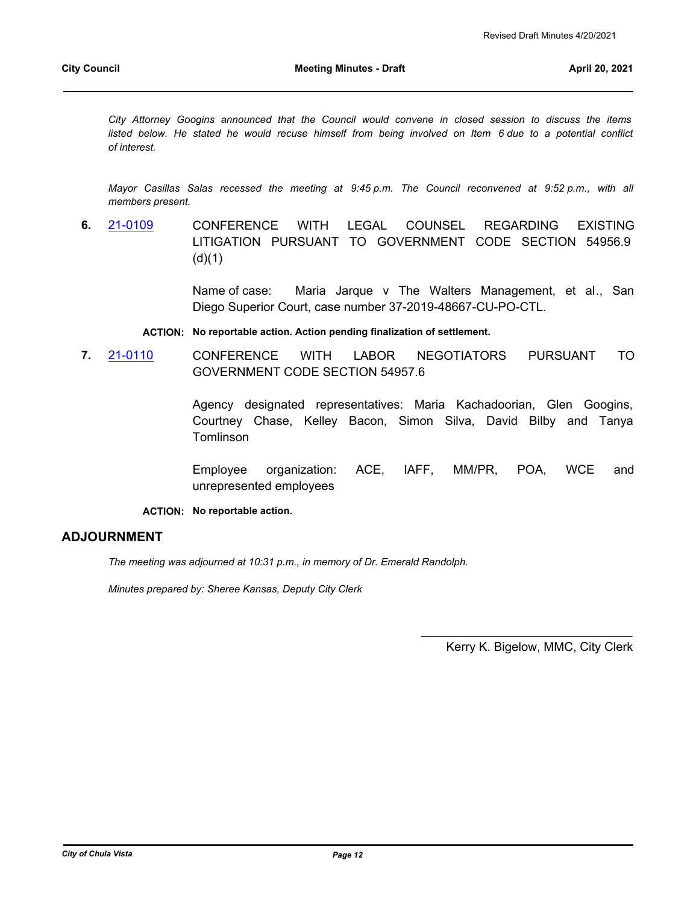*City Attorney Googins announced that the Council would convene in closed session to discuss the items listed below. He stated he would recuse himself from being involved on Item 6 due to a potential conflict of interest.*

*Mayor Casillas Salas recessed the meeting at 9:45 p.m. The Council reconvened at 9:52 p.m., with all members present.*

**6.** [21-0109](21-0109) CONFERENCE WITH LEGAL COUNSEL REGARDING EXISTING LITIGATION PURSUANT TO GOVERNMENT CODE SECTION 54956.9 (d)(1)

Name of case: Maria Jarque v The Walters Management, et al., San Diego Superior Court, case number 37-2019-48667-CU-PO-CTL.

**ACTION: No reportable action. Action pending finalization of settlement.**

**7.** [21-0110](21-0110) CONFERENCE WITH LABOR NEGOTIATORS PURSUANT TO GOVERNMENT CODE SECTION 54957.6

Agency designated representatives: Maria Kachadoorian, Glen Googins, Courtney Chase, Kelley Bacon, Simon Silva, David Bilby and Tanya Tomlinson

Employee organization: ACE, IAFF, MM/PR, POA, WCE and unrepresented employees

**ACTION: No reportable action.**

## ADJOURNMENT

*The meeting was adjourned at 10:31 p.m., in memory of Dr. Emerald Randolph.*

*Minutes prepared by: Sheree Kansas, Deputy City Clerk*

\_\_\_\_\_\_\_\_\_\_\_\_\_\_\_\_\_\_\_\_\_\_\_\_\_\_\_\_\_\_\_\_

Kerry K. Bigelow, MMC, City Clerk